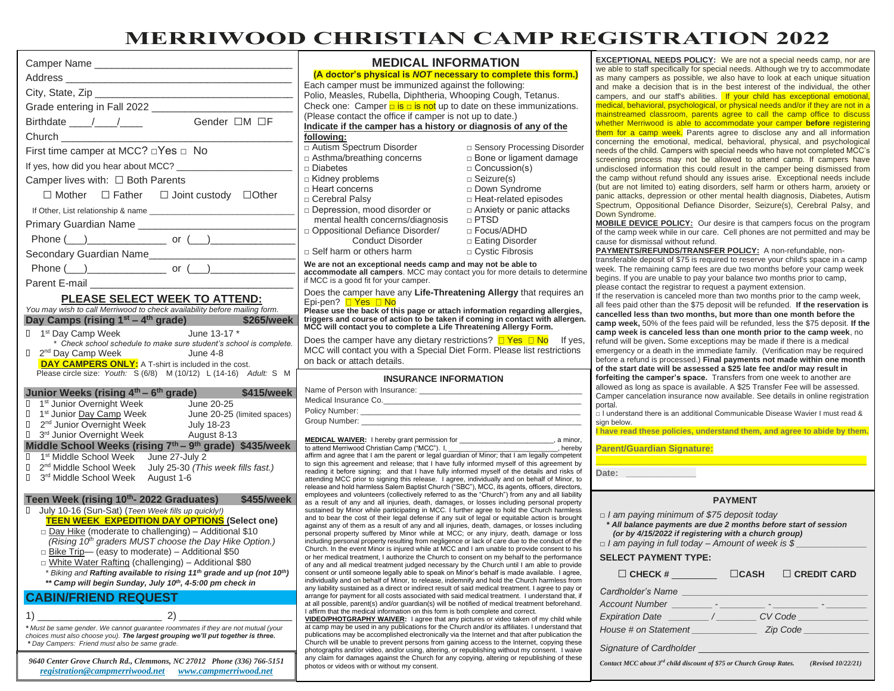# MERRIWOOD CHRISTIAN CAMP REGISTRATION 2022

Camper Name ___________________________________

Address ______________________________________

City, State, Zip ________________________________

Grade entering in Fall 2022 _______________________

Birthdate ____/____/____ Gender ☐M ☐F

Church _______________________________________

First time camper at MCC? ☐Yes ☐ No

If yes, how did you hear about MCC? ___________________

Camper lives with: ☐ Both Parents

☐ Mother ☐ Father ☐ Joint custody ☐Other

If Other, List relationship & name ______________________________

Primary Guardian Name ___________________________

Phone (___)_____________ or (___)______________

Secondary Guardian Name_________________________

Phone (___)_____________ or (___)______________

Parent E-mail _________________________________

## PLEASE SELECT WEEK TO ATTEND:

*You may wish to call Merriwood to check availability before mailing form.*

**Day Camps (rising 1st – 4th grade) $265/week**

☐ 1st Day Camp Week June 13-17 *

*\* Check school schedule to make sure student's school is complete.*

☐ 2nd Day Camp Week June 4-8

**DAY CAMPERS ONLY:** A T-shirt is included in the cost.

Please circle size: *Youth:* S (6/8) M (10/12) L (14-16) *Adult:* S M

**Junior Weeks (rising 4th – 6th grade) $415/week**

☐ 1st Junior Overnight Week June 20-25

☐ 1st Junior Day Camp Week June 20-25 (limited spaces)

☐ 2nd Junior Overnight Week July 18-23

☐ 3rd Junior Overnight Week August 8-13

**Middle School Weeks (rising 7th – 9th grade) $435/week**

☐ 1st Middle School Week June 27-July 2

☐ 2nd Middle School Week July 25-30 *(This week fills fast.)*

☐ 3rd Middle School Week August 1-6

**Teen Week (rising 10th- 2022 Graduates) $455/week**

☐ July 10-16 (Sun-Sat) *(Teen Week fills up quickly!)*

**TEEN WEEK EXPEDITION DAY OPTIONS (Select one)**

☐ Day Hike (moderate to challenging) – Additional $10 *(Rising 10th graders MUST choose the Day Hike Option.)*

☐ Bike Trip— (easy to moderate) – Additional $50

☐ White Water Rafting (challenging) – Additional $80

*\* Biking and **Rafting available to rising 11th grade and up (not 10th)***

***\*\* Camp will begin Sunday, July 10th, 4-5:00 pm check in***

## CABIN/FRIEND REQUEST

1) ______________________ 2) ______________________

***\* Must be same gender. We cannot guarantee roommates if they are not mutual (your choices must also choose you). The largest grouping we'll put together is three.***

*\* Day Campers: Friend must also be same grade.*

*9640 Center Grove Church Rd., Clemmons, NC 27012 Phone (336) 766-5151*

*registration@campmerriwood.net www.campmerriwood.net*

## MEDICAL INFORMATION

**(A doctor's physical is *NOT* necessary to complete this form.)**

Each camper must be immunized against the following: Polio, Measles, Rubella, Diphtheria, Whooping Cough, Tetanus.

Check one: Camper ☐ is ☐ is not up to date on these immunizations. (Please contact the office if camper is not up to date.)

**Indicate if the camper has a history or diagnosis of any of the following:**

☐ Autism Spectrum Disorder
☐ Asthma/breathing concerns
☐ Diabetes
☐ Kidney problems
☐ Heart concerns
☐ Cerebral Palsy
☐ Depression, mood disorder or mental health concerns/diagnosis
☐ Oppositional Defiance Disorder/ Conduct Disorder
☐ Self harm or others harm
☐ Sensory Processing Disorder
☐ Bone or ligament damage
☐ Concussion(s)
☐ Seizure(s)
☐ Down Syndrome
☐ Heat-related episodes
☐ Anxiety or panic attacks
☐ PTSD
☐ Focus/ADHD
☐ Eating Disorder
☐ Cystic Fibrosis

**We are not an exceptional needs camp and may not be able to accommodate all campers**. MCC may contact you for more details to determine if MCC is a good fit for your camper.

Does the camper have any **Life-Threatening Allergy** that requires an Epi-pen? ☐ Yes ☐ No

**Please use the back of this page or attach information regarding allergies, triggers and course of action to be taken if coming in contact with allergen. MCC will contact you to complete a Life Threatening Allergy Form.**

Does the camper have any dietary restrictions? ☐ Yes ☐ No If yes, MCC will contact you with a Special Diet Form. Please list restrictions on back or attach details.

### INSURANCE INFORMATION

Name of Person with Insurance: ______________________________

Medical Insurance Co.______________________________________

Policy Number: __________________________________________

Group Number: __________________________________________

**MEDICAL WAIVER:** I hereby grant permission for ______________________, a minor, to attend Merriwood Christian Camp ("MCC"). I, _________________________, hereby affirm and agree that I am the parent or legal guardian of Minor; that I am legally competent to sign this agreement and release; that I have fully informed myself of this agreement by reading it before signing; and that I have fully informed myself of the details and risks of attending MCC prior to signing this release. I agree, individually and on behalf of Minor, to release and hold harmless Salem Baptist Church ("SBC"), MCC, its agents, officers, directors, employees and volunteers (collectively referred to as the "Church") from any and all liability as a result of any and all injuries, death, damages, or losses including personal property sustained by Minor while participating in MCC. I further agree to hold the Church harmless and to bear the cost of their legal defense if any suit of legal or equitable action is brought against any of them as a result of any and all injuries, death, damages, or losses including personal property suffered by Minor while at MCC; or any injury, death, damage or loss including personal property resulting from negligence or lack of care due to the conduct of the Church. In the event Minor is injured while at MCC and I am unable to provide consent to his or her medical treatment, I authorize the Church to consent on my behalf to the performance of any and all medical treatment judged necessary by the Church until I am able to provide consent or until someone legally able to speak on Minor's behalf is made available. I agree, individually and on behalf of Minor, to release, indemnify and hold the Church harmless from any liability sustained as a direct or indirect result of said medical treatment. I agree to pay or arrange for payment for all costs associated with said medical treatment. I understand that, if at all possible, parent(s) and/or guardian(s) will be notified of medical treatment beforehand. I affirm that the medical information on this form is both complete and correct.

**VIDEO/PHOTOGRAPHY WAIVER:** I agree that any pictures or video taken of my child while at camp may be used in any publications for the Church and/or its affiliates. I understand that publications may be accomplished electronically via the Internet and that after publication the Church will be unable to prevent persons from gaining access to the Internet, copying these photographs and/or video, and/or using, altering, or republishing without my consent. I waive any claim for damages against the Church for any copying, altering or republishing of these photos or videos with or without my consent.

**EXCEPTIONAL NEEDS POLICY:** We are not a special needs camp, nor are we able to staff specifically for special needs. Although we try to accommodate as many campers as possible, we also have to look at each unique situation and make a decision that is in the best interest of the individual, the other campers, and our staff's abilities. If your child has exceptional emotional, medical, behavioral, psychological, or physical needs and/or if they are not in a mainstreamed classroom, parents agree to call the camp office to discuss whether Merriwood is able to accommodate your camper **before** registering them for a camp week. Parents agree to disclose any and all information concerning the emotional, medical, behavioral, physical, and psychological needs of the child. Campers with special needs who have not completed MCC's screening process may not be allowed to attend camp. If campers have undisclosed information this could result in the camper being dismissed from the camp without refund should any issues arise. Exceptional needs include (but are not limited to) eating disorders, self harm or others harm, anxiety or panic attacks, depression or other mental health diagnosis, Diabetes, Autism Spectrum, Oppositional Defiance Disorder, Seizure(s), Cerebral Palsy, and Down Syndrome.

**MOBILE DEVICE POLICY:** Our desire is that campers focus on the program of the camp week while in our care. Cell phones are not permitted and may be cause for dismissal without refund.

**PAYMENTS/REFUNDS/TRANSFER POLICY:** A non-refundable, non-transferable deposit of $75 is required to reserve your child's space in a camp week. The remaining camp fees are due two months before your camp week begins. If you are unable to pay your balance two months prior to camp, please contact the registrar to request a payment extension. If the reservation is canceled more than two months prior to the camp week, all fees paid other than the $75 deposit will be refunded. **If the reservation is cancelled less than two months, but more than one month before the camp week,** 50% of the fees paid will be refunded, less the $75 deposit. **If the camp week is canceled less than one month prior to the camp week**, no refund will be given**.** Some exceptions may be made if there is a medical emergency or a death in the immediate family. (Verification may be required before a refund is processed.) **Final payments not made within one month of the start date will be assessed a $25 late fee and/or may result in forfeiting the camper's space.** Transfers from one week to another are allowed as long as space is available. A $25 Transfer Fee will be assessed. Camper cancelation insurance now available. See details in online registration portal.

☐ I understand there is an additional Communicable Disease Wavier I must read & sign below.

**I have read these policies, understand them, and agree to abide by them.**

**Parent/Guardian Signature:**

______________________________________________

**Date:** _____________

### PAYMENT

☐ *I am paying minimum of $75 deposit today*

***\* All balance payments are due 2 months before start of session (or by 4/15/2022 if registering with a church group)***

☐ *I am paying in full today – Amount of week is $ _____________*

**SELECT PAYMENT TYPE:**

☐ **CHECK #** ________ ☐**CASH** ☐ **CREDIT CARD**

*Cardholder's Name* ________________________________

*Account Number* _______ - _________ - _________ - _______

*Expiration Date* ________ / ________ *CV Code* _____________

*House # on Statement* ____________ *Zip Code* ____________

*Signature of Cardholder* ____________________________

***Contact MCC about 3rd child discount of $75 or Church Group Rates. (Revised 10/22/21)***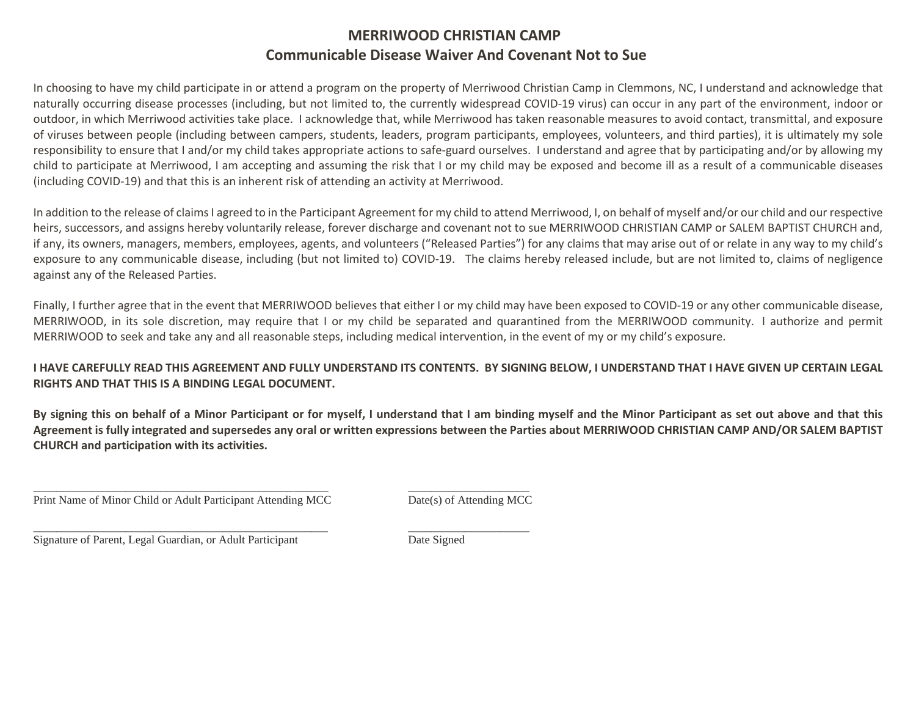# MERRIWOOD CHRISTIAN CAMP

## Communicable Disease Waiver And Covenant Not to Sue

In choosing to have my child participate in or attend a program on the property of Merriwood Christian Camp in Clemmons, NC, I understand and acknowledge that naturally occurring disease processes (including, but not limited to, the currently widespread COVID-19 virus) can occur in any part of the environment, indoor or outdoor, in which Merriwood activities take place. I acknowledge that, while Merriwood has taken reasonable measures to avoid contact, transmittal, and exposure of viruses between people (including between campers, students, leaders, program participants, employees, volunteers, and third parties), it is ultimately my sole responsibility to ensure that I and/or my child takes appropriate actions to safe-guard ourselves. I understand and agree that by participating and/or by allowing my child to participate at Merriwood, I am accepting and assuming the risk that I or my child may be exposed and become ill as a result of a communicable diseases (including COVID-19) and that this is an inherent risk of attending an activity at Merriwood.

In addition to the release of claims I agreed to in the Participant Agreement for my child to attend Merriwood, I, on behalf of myself and/or our child and our respective heirs, successors, and assigns hereby voluntarily release, forever discharge and covenant not to sue MERRIWOOD CHRISTIAN CAMP or SALEM BAPTIST CHURCH and, if any, its owners, managers, members, employees, agents, and volunteers ("Released Parties") for any claims that may arise out of or relate in any way to my child's exposure to any communicable disease, including (but not limited to) COVID-19. The claims hereby released include, but are not limited to, claims of negligence against any of the Released Parties.

Finally, I further agree that in the event that MERRIWOOD believes that either I or my child may have been exposed to COVID-19 or any other communicable disease, MERRIWOOD, in its sole discretion, may require that I or my child be separated and quarantined from the MERRIWOOD community. I authorize and permit MERRIWOOD to seek and take any and all reasonable steps, including medical intervention, in the event of my or my child's exposure.

**I HAVE CAREFULLY READ THIS AGREEMENT AND FULLY UNDERSTAND ITS CONTENTS. BY SIGNING BELOW, I UNDERSTAND THAT I HAVE GIVEN UP CERTAIN LEGAL RIGHTS AND THAT THIS IS A BINDING LEGAL DOCUMENT.**

**By signing this on behalf of a Minor Participant or for myself, I understand that I am binding myself and the Minor Participant as set out above and that this Agreement is fully integrated and supersedes any oral or written expressions between the Parties about MERRIWOOD CHRISTIAN CAMP AND/OR SALEM BAPTIST CHURCH and participation with its activities.**

_____________________________________________________ _____________________

Print Name of Minor Child or Adult Participant Attending MCC Date(s) of Attending MCC

_____________________________________________________ _____________________

Signature of Parent, Legal Guardian, or Adult Participant Date Signed